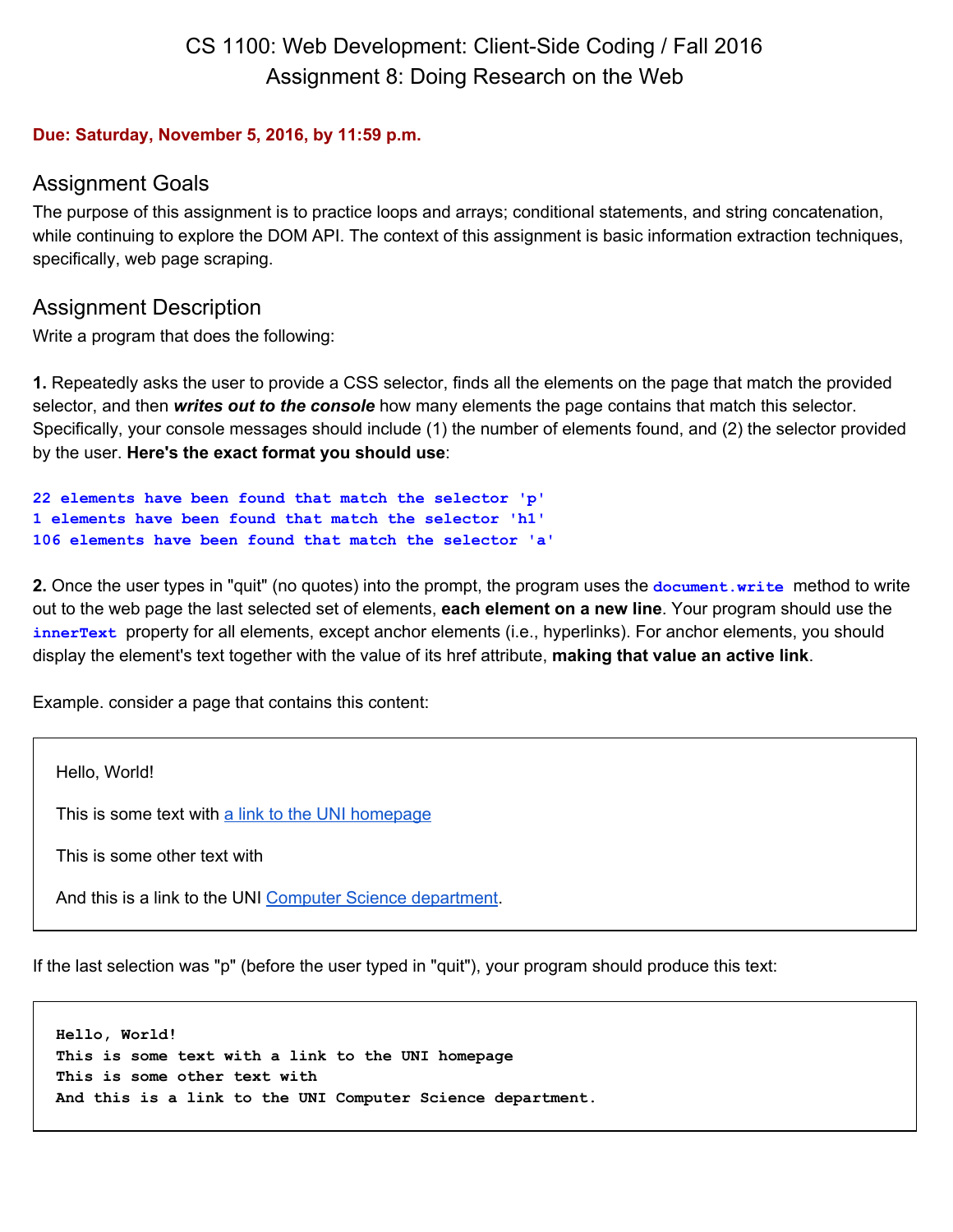# CS 1100: Web Development: Client-Side Coding / Fall 2016
# Assignment 8: Doing Research on the Web

**Due: Saturday, November 5, 2016, by 11:59 p.m.**

## Assignment Goals

The purpose of this assignment is to practice loops and arrays; conditional statements, and string concatenation, while continuing to explore the DOM API. The context of this assignment is basic information extraction techniques, specifically, web page scraping.

## Assignment Description

Write a program that does the following:

**1.** Repeatedly asks the user to provide a CSS selector, finds all the elements on the page that match the provided selector, and then ***writes out to the console*** how many elements the page contains that match this selector. Specifically, your console messages should include (1) the number of elements found, and (2) the selector provided by the user. **Here's the exact format you should use**:

```
22 elements have been found that match the selector 'p'
1 elements have been found that match the selector 'h1'
106 elements have been found that match the selector 'a'
```

**2.** Once the user types in "quit" (no quotes) into the prompt, the program uses the `document.write` method to write out to the web page the last selected set of elements, **each element on a new line**. Your program should use the `innerText` property for all elements, except anchor elements (i.e., hyperlinks). For anchor elements, you should display the element's text together with the value of its href attribute, **making that value an active link**.

Example. consider a page that contains this content:

> Hello, World!
>
> This is some text with [a link to the UNI homepage]()
>
> This is some other text with
>
> And this is a link to the UNI [Computer Science department]().

If the last selection was "p" (before the user typed in "quit"), your program should produce this text:

```
Hello, World!
This is some text with a link to the UNI homepage
This is some other text with
And this is a link to the UNI Computer Science department.
```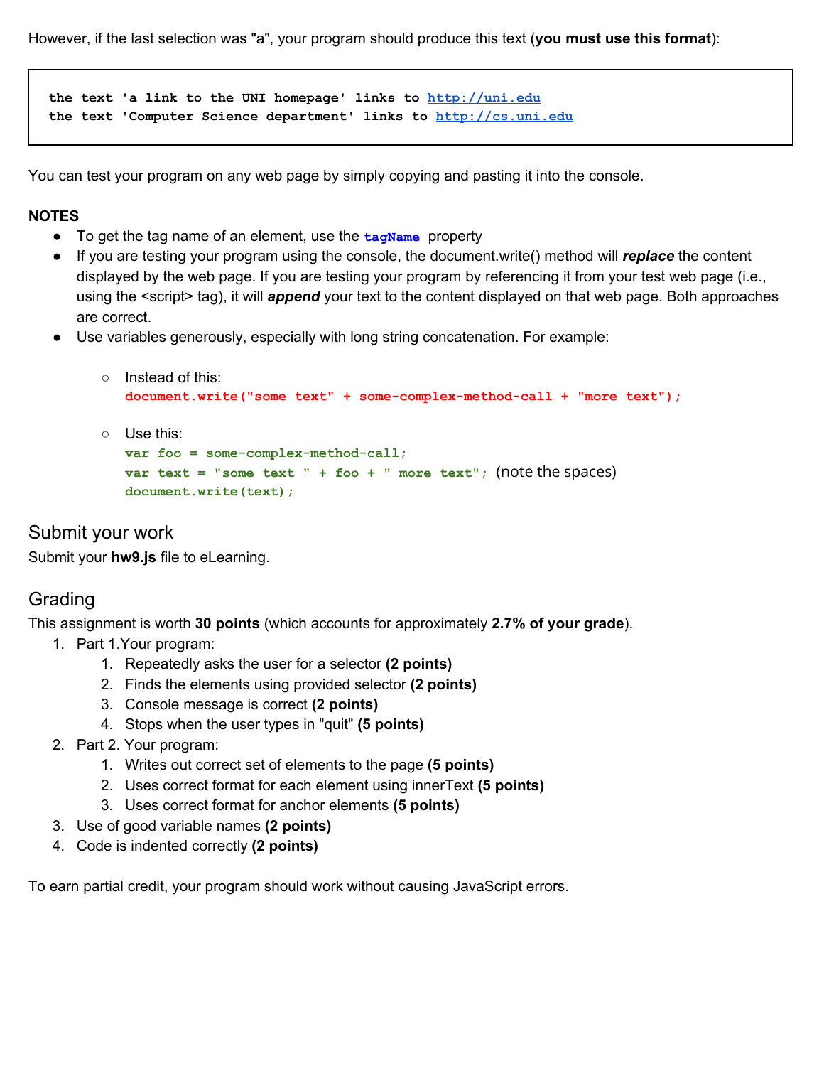However, if the last selection was "a", your program should produce this text (**you must use this format**):

```
the text 'a link to the UNI homepage' links to http://uni.edu
the text 'Computer Science department' links to http://cs.uni.edu
```

You can test your program on any web page by simply copying and pasting it into the console.

**NOTES**

- To get the tag name of an element, use the `tagName` property
- If you are testing your program using the console, the document.write() method will ***replace*** the content displayed by the web page. If you are testing your program by referencing it from your test web page (i.e., using the <script> tag), it will ***append*** your text to the content displayed on that web page. Both approaches are correct.
- Use variables generously, especially with long string concatenation. For example:
  - Instead of this:
    ```
    document.write("some text" + some-complex-method-call + "more text");
    ```
  - Use this:
    ```
    var foo = some-complex-method-call;
    var text = "some text " + foo + " more text";
    document.write(text);
    ```
    (note the spaces)

## Submit your work

Submit your **hw9.js** file to eLearning.

## Grading

This assignment is worth **30 points** (which accounts for approximately **2.7% of your grade**).

1. Part 1.Your program:
   1. Repeatedly asks the user for a selector **(2 points)**
   2. Finds the elements using provided selector **(2 points)**
   3. Console message is correct **(2 points)**
   4. Stops when the user types in "quit" **(5 points)**
2. Part 2. Your program:
   1. Writes out correct set of elements to the page **(5 points)**
   2. Uses correct format for each element using innerText **(5 points)**
   3. Uses correct format for anchor elements **(5 points)**
3. Use of good variable names **(2 points)**
4. Code is indented correctly **(2 points)**

To earn partial credit, your program should work without causing JavaScript errors.